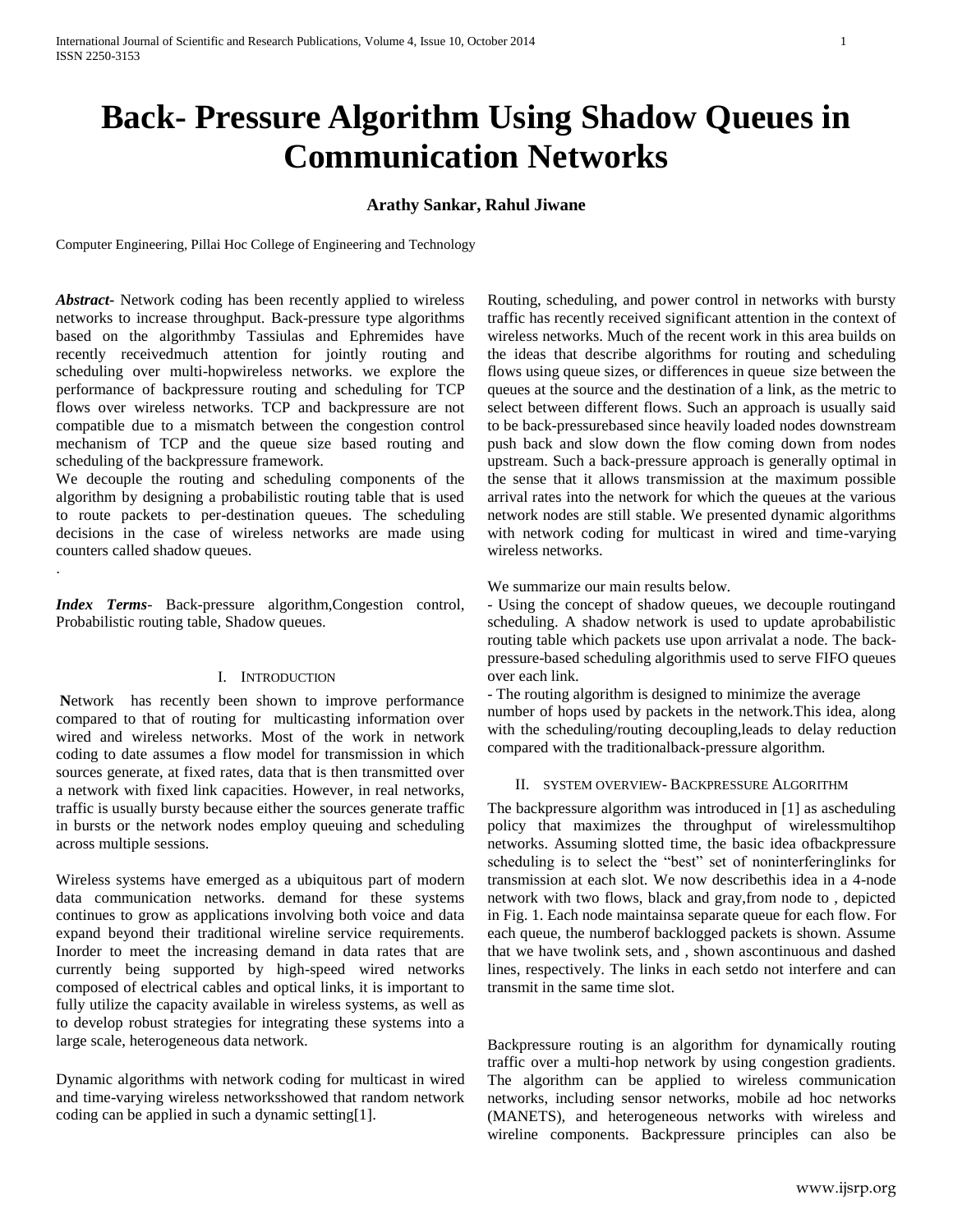# Back- Pressure Algorithm Using Shadow Queues in Communication Networks

**Arathy Sankar, Rahul Jiwane**

Computer Engineering, Pillai Hoc College of Engineering and Technology

***Abstract-*** Network coding has been recently applied to wireless networks to increase throughput. Back-pressure type algorithms based on the algorithmby Tassiulas and Ephremides have recently receivedmuch attention for jointly routing and scheduling over multi-hopwireless networks. we explore the performance of backpressure routing and scheduling for TCP flows over wireless networks. TCP and backpressure are not compatible due to a mismatch between the congestion control mechanism of TCP and the queue size based routing and scheduling of the backpressure framework.

We decouple the routing and scheduling components of the algorithm by designing a probabilistic routing table that is used to route packets to per-destination queues. The scheduling decisions in the case of wireless networks are made using counters called shadow queues.

.

***Index Terms-*** Back-pressure algorithm,Congestion control, Probabilistic routing table, Shadow queues.

## I. Introduction

**N**etwork has recently been shown to improve performance compared to that of routing for multicasting information over wired and wireless networks. Most of the work in network coding to date assumes a flow model for transmission in which sources generate, at fixed rates, data that is then transmitted over a network with fixed link capacities. However, in real networks, traffic is usually bursty because either the sources generate traffic in bursts or the network nodes employ queuing and scheduling across multiple sessions.

Wireless systems have emerged as a ubiquitous part of modern data communication networks. demand for these systems continues to grow as applications involving both voice and data expand beyond their traditional wireline service requirements. Inorder to meet the increasing demand in data rates that are currently being supported by high-speed wired networks composed of electrical cables and optical links, it is important to fully utilize the capacity available in wireless systems, as well as to develop robust strategies for integrating these systems into a large scale, heterogeneous data network.

Dynamic algorithms with network coding for multicast in wired and time-varying wireless networksshowed that random network coding can be applied in such a dynamic setting[1].

Routing, scheduling, and power control in networks with bursty traffic has recently received significant attention in the context of wireless networks. Much of the recent work in this area builds on the ideas that describe algorithms for routing and scheduling flows using queue sizes, or differences in queue size between the queues at the source and the destination of a link, as the metric to select between different flows. Such an approach is usually said to be back-pressurebased since heavily loaded nodes downstream push back and slow down the flow coming down from nodes upstream. Such a back-pressure approach is generally optimal in the sense that it allows transmission at the maximum possible arrival rates into the network for which the queues at the various network nodes are still stable. We presented dynamic algorithms with network coding for multicast in wired and time-varying wireless networks.

We summarize our main results below.

- Using the concept of shadow queues, we decouple routingand scheduling. A shadow network is used to update aprobabilistic routing table which packets use upon arrivalat a node. The back-pressure-based scheduling algorithmis used to serve FIFO queues over each link.
- The routing algorithm is designed to minimize the average number of hops used by packets in the network.This idea, along with the scheduling/routing decoupling,leads to delay reduction compared with the traditionalback-pressure algorithm.

## II. System overview- Backpressure Algorithm

The backpressure algorithm was introduced in [1] as ascheduling policy that maximizes the throughput of wirelessmultihop networks. Assuming slotted time, the basic idea ofbackpressure scheduling is to select the "best" set of noninterferinglinks for transmission at each slot. We now describethis idea in a 4-node network with two flows, black and gray,from node to , depicted in Fig. 1. Each node maintainsa separate queue for each flow. For each queue, the numberof backlogged packets is shown. Assume that we have twolink sets, and , shown ascontinuous and dashed lines, respectively. The links in each setdo not interfere and can transmit in the same time slot.

Backpressure routing is an algorithm for dynamically routing traffic over a multi-hop network by using congestion gradients. The algorithm can be applied to wireless communication networks, including sensor networks, mobile ad hoc networks (MANETS), and heterogeneous networks with wireless and wireline components. Backpressure principles can also be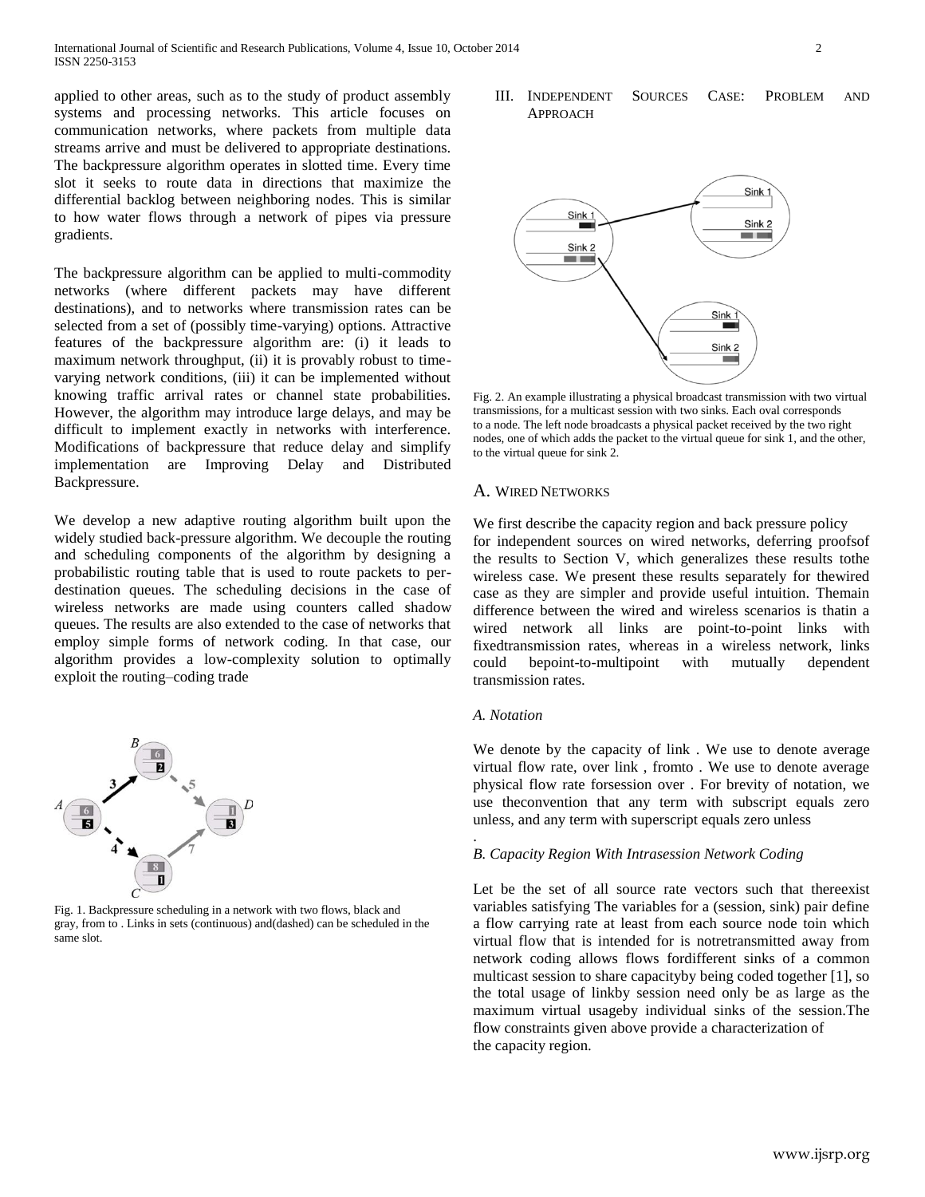applied to other areas, such as to the study of product assembly systems and processing networks. This article focuses on communication networks, where packets from multiple data streams arrive and must be delivered to appropriate destinations. The backpressure algorithm operates in slotted time. Every time slot it seeks to route data in directions that maximize the differential backlog between neighboring nodes. This is similar to how water flows through a network of pipes via pressure gradients.

The backpressure algorithm can be applied to multi-commodity networks (where different packets may have different destinations), and to networks where transmission rates can be selected from a set of (possibly time-varying) options. Attractive features of the backpressure algorithm are: (i) it leads to maximum network throughput, (ii) it is provably robust to time-varying network conditions, (iii) it can be implemented without knowing traffic arrival rates or channel state probabilities. However, the algorithm may introduce large delays, and may be difficult to implement exactly in networks with interference. Modifications of backpressure that reduce delay and simplify implementation are Improving Delay and Distributed Backpressure.

We develop a new adaptive routing algorithm built upon the widely studied back-pressure algorithm. We decouple the routing and scheduling components of the algorithm by designing a probabilistic routing table that is used to route packets to per-destination queues. The scheduling decisions in the case of wireless networks are made using counters called shadow queues. The results are also extended to the case of networks that employ simple forms of network coding. In that case, our algorithm provides a low-complexity solution to optimally exploit the routing–coding trade

Fig. 1. Backpressure scheduling in a network with two flows, black and gray, from to . Links in sets (continuous) and(dashed) can be scheduled in the same slot.

## III. Independent Sources Case: Problem and Approach

Fig. 2. An example illustrating a physical broadcast transmission with two virtual transmissions, for a multicast session with two sinks. Each oval corresponds to a node. The left node broadcasts a physical packet received by the two right nodes, one of which adds the packet to the virtual queue for sink 1, and the other, to the virtual queue for sink 2.

### A. Wired Networks

We first describe the capacity region and back pressure policy for independent sources on wired networks, deferring proofsof the results to Section V, which generalizes these results tothe wireless case. We present these results separately for thewired case as they are simpler and provide useful intuition. Themain difference between the wired and wireless scenarios is thatin a wired network all links are point-to-point links with fixedtransmission rates, whereas in a wireless network, links could bepoint-to-multipoint with mutually dependent transmission rates.

#### *A. Notation*

We denote by the capacity of link . We use to denote average virtual flow rate, over link , fromto . We use to denote average physical flow rate forsession over . For brevity of notation, we use theconvention that any term with subscript equals zero unless, and any term with superscript equals zero unless

.

#### *B. Capacity Region With Intrasession Network Coding*

Let be the set of all source rate vectors such that thereexist variables satisfying The variables for a (session, sink) pair define a flow carrying rate at least from each source node toin which virtual flow that is intended for is notretransmitted away from network coding allows flows fordifferent sinks of a common multicast session to share capacityby being coded together [1], so the total usage of linkby session need only be as large as the maximum virtual usageby individual sinks of the session.The flow constraints given above provide a characterization of the capacity region.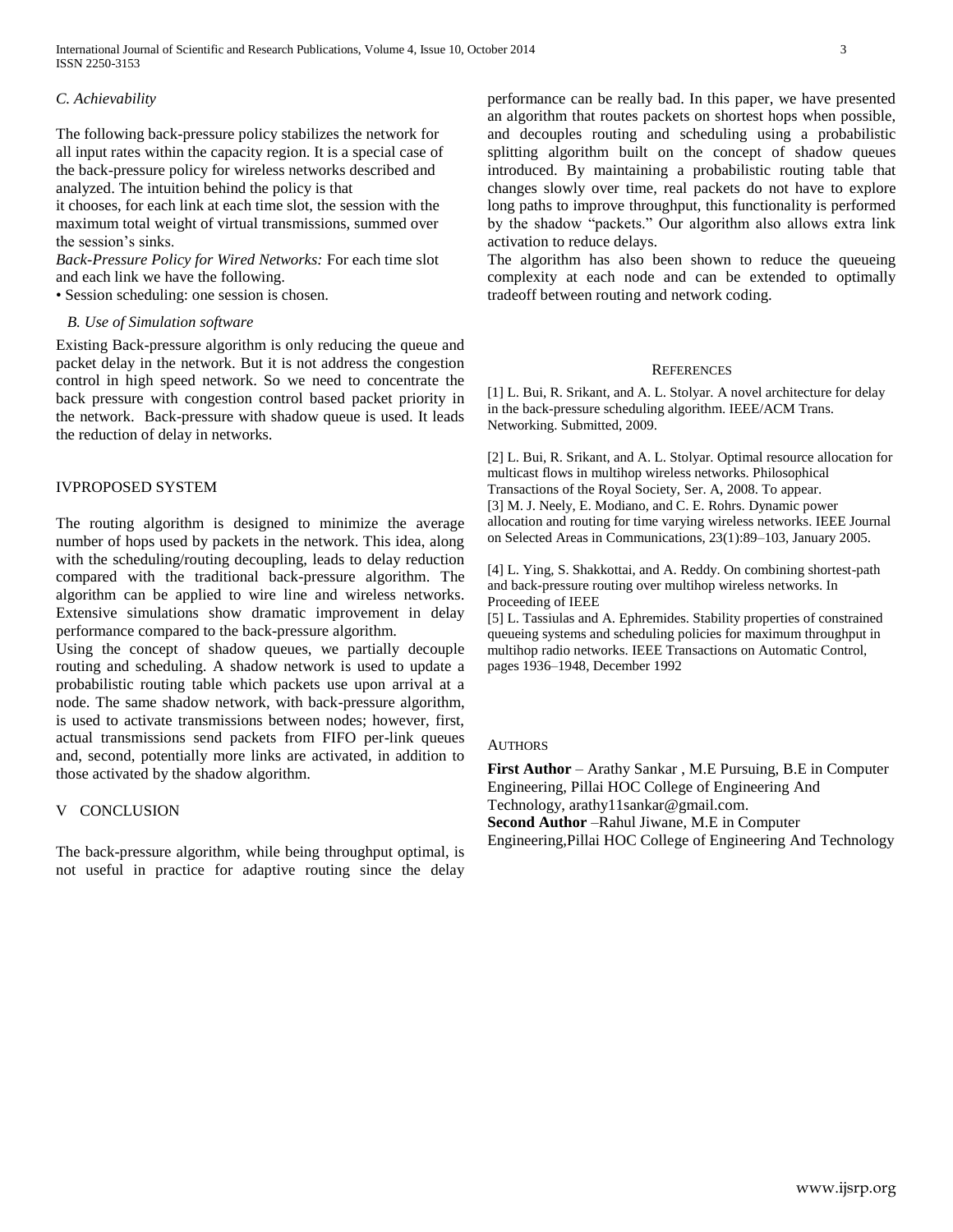### C. Achievability

The following back-pressure policy stabilizes the network for all input rates within the capacity region. It is a special case of the back-pressure policy for wireless networks described and analyzed. The intuition behind the policy is that

it chooses, for each link at each time slot, the session with the maximum total weight of virtual transmissions, summed over the session's sinks.

*Back-Pressure Policy for Wired Networks:* For each time slot and each link we have the following.

• Session scheduling: one session is chosen.

### B. Use of Simulation software

Existing Back-pressure algorithm is only reducing the queue and packet delay in the network. But it is not address the congestion control in high speed network. So we need to concentrate the back pressure with congestion control based packet priority in the network. Back-pressure with shadow queue is used. It leads the reduction of delay in networks.

## IVPROPOSED SYSTEM

The routing algorithm is designed to minimize the average number of hops used by packets in the network. This idea, along with the scheduling/routing decoupling, leads to delay reduction compared with the traditional back-pressure algorithm. The algorithm can be applied to wire line and wireless networks. Extensive simulations show dramatic improvement in delay performance compared to the back-pressure algorithm.

Using the concept of shadow queues, we partially decouple routing and scheduling. A shadow network is used to update a probabilistic routing table which packets use upon arrival at a node. The same shadow network, with back-pressure algorithm, is used to activate transmissions between nodes; however, first, actual transmissions send packets from FIFO per-link queues and, second, potentially more links are activated, in addition to those activated by the shadow algorithm.

## V CONCLUSION

The back-pressure algorithm, while being throughput optimal, is not useful in practice for adaptive routing since the delay performance can be really bad. In this paper, we have presented an algorithm that routes packets on shortest hops when possible, and decouples routing and scheduling using a probabilistic splitting algorithm built on the concept of shadow queues introduced. By maintaining a probabilistic routing table that changes slowly over time, real packets do not have to explore long paths to improve throughput, this functionality is performed by the shadow "packets." Our algorithm also allows extra link activation to reduce delays.

The algorithm has also been shown to reduce the queueing complexity at each node and can be extended to optimally tradeoff between routing and network coding.

## REFERENCES

[1] L. Bui, R. Srikant, and A. L. Stolyar. A novel architecture for delay in the back-pressure scheduling algorithm. IEEE/ACM Trans. Networking. Submitted, 2009.

[2] L. Bui, R. Srikant, and A. L. Stolyar. Optimal resource allocation for multicast flows in multihop wireless networks. Philosophical Transactions of the Royal Society, Ser. A, 2008. To appear.

[3] M. J. Neely, E. Modiano, and C. E. Rohrs. Dynamic power allocation and routing for time varying wireless networks. IEEE Journal on Selected Areas in Communications, 23(1):89–103, January 2005.

[4] L. Ying, S. Shakkottai, and A. Reddy. On combining shortest-path and back-pressure routing over multihop wireless networks. In Proceeding of IEEE

[5] L. Tassiulas and A. Ephremides. Stability properties of constrained queueing systems and scheduling policies for maximum throughput in multihop radio networks. IEEE Transactions on Automatic Control, pages 1936–1948, December 1992

## AUTHORS

**First Author** – Arathy Sankar , M.E Pursuing, B.E in Computer Engineering, Pillai HOC College of Engineering And Technology, arathy11sankar@gmail.com.

**Second Author** –Rahul Jiwane, M.E in Computer Engineering,Pillai HOC College of Engineering And Technology